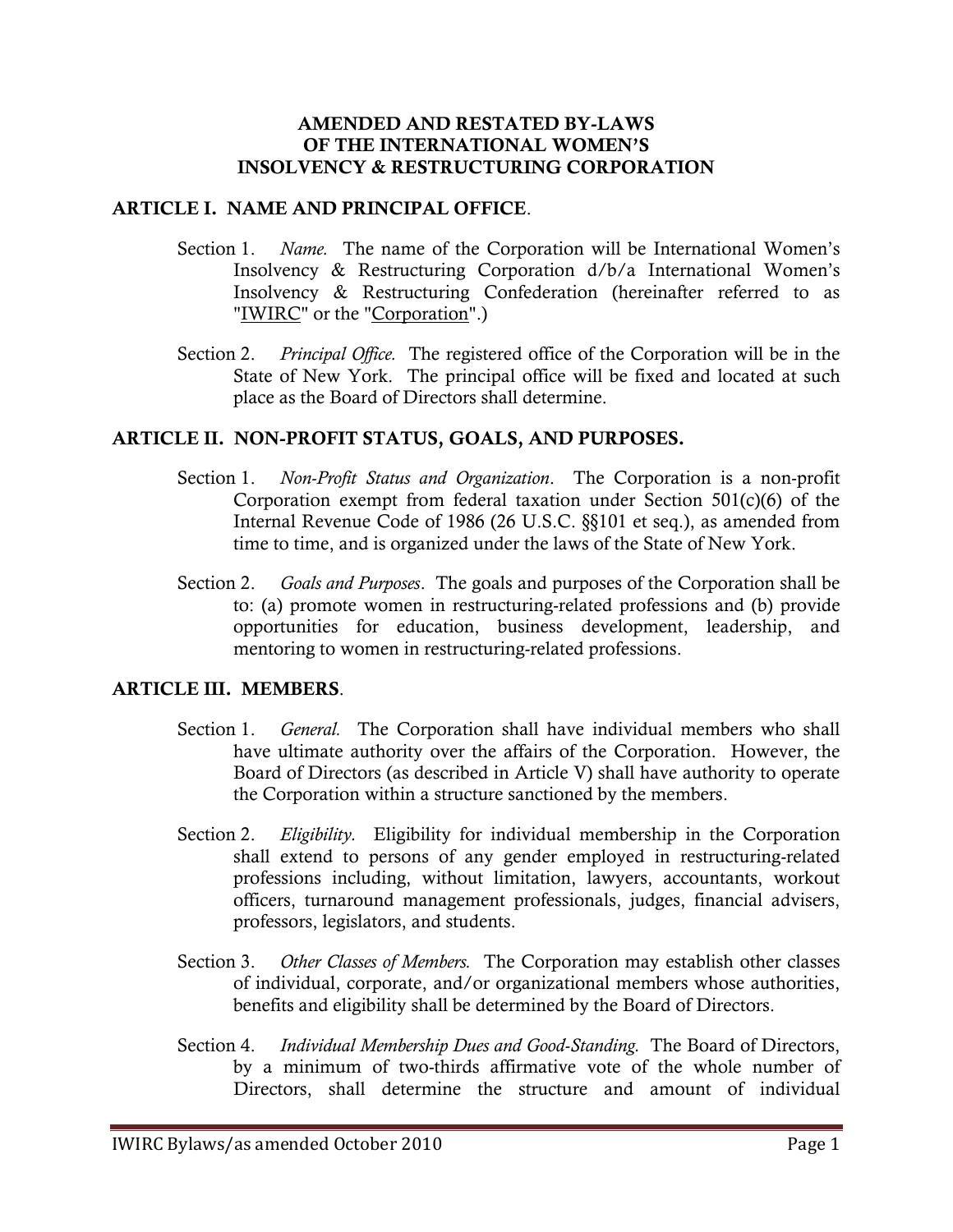# AMENDED AND RESTATED BY-LAWS OF THE INTERNATIONAL WOMEN'S INSOLVENCY & RESTRUCTURING CORPORATION

## ARTICLE I. NAME AND PRINCIPAL OFFICE.

Section 1. *Name.* The name of the Corporation will be International Women's Insolvency & Restructuring Corporation d/b/a International Women's Insolvency & Restructuring Confederation (hereinafter referred to as "IWIRC" or the "Corporation".)

Section 2. *Principal Office.* The registered office of the Corporation will be in the State of New York. The principal office will be fixed and located at such place as the Board of Directors shall determine.

## ARTICLE II. NON-PROFIT STATUS, GOALS, AND PURPOSES.

Section 1. *Non-Profit Status and Organization*. The Corporation is a non-profit Corporation exempt from federal taxation under Section 501(c)(6) of the Internal Revenue Code of 1986 (26 U.S.C. §§101 et seq.), as amended from time to time, and is organized under the laws of the State of New York.

Section 2. *Goals and Purposes*. The goals and purposes of the Corporation shall be to: (a) promote women in restructuring-related professions and (b) provide opportunities for education, business development, leadership, and mentoring to women in restructuring-related professions.

## ARTICLE III. MEMBERS.

Section 1. *General.* The Corporation shall have individual members who shall have ultimate authority over the affairs of the Corporation. However, the Board of Directors (as described in Article V) shall have authority to operate the Corporation within a structure sanctioned by the members.

Section 2. *Eligibility.* Eligibility for individual membership in the Corporation shall extend to persons of any gender employed in restructuring-related professions including, without limitation, lawyers, accountants, workout officers, turnaround management professionals, judges, financial advisers, professors, legislators, and students.

Section 3. *Other Classes of Members.* The Corporation may establish other classes of individual, corporate, and/or organizational members whose authorities, benefits and eligibility shall be determined by the Board of Directors.

Section 4. *Individual Membership Dues and Good-Standing.* The Board of Directors, by a minimum of two-thirds affirmative vote of the whole number of Directors, shall determine the structure and amount of individual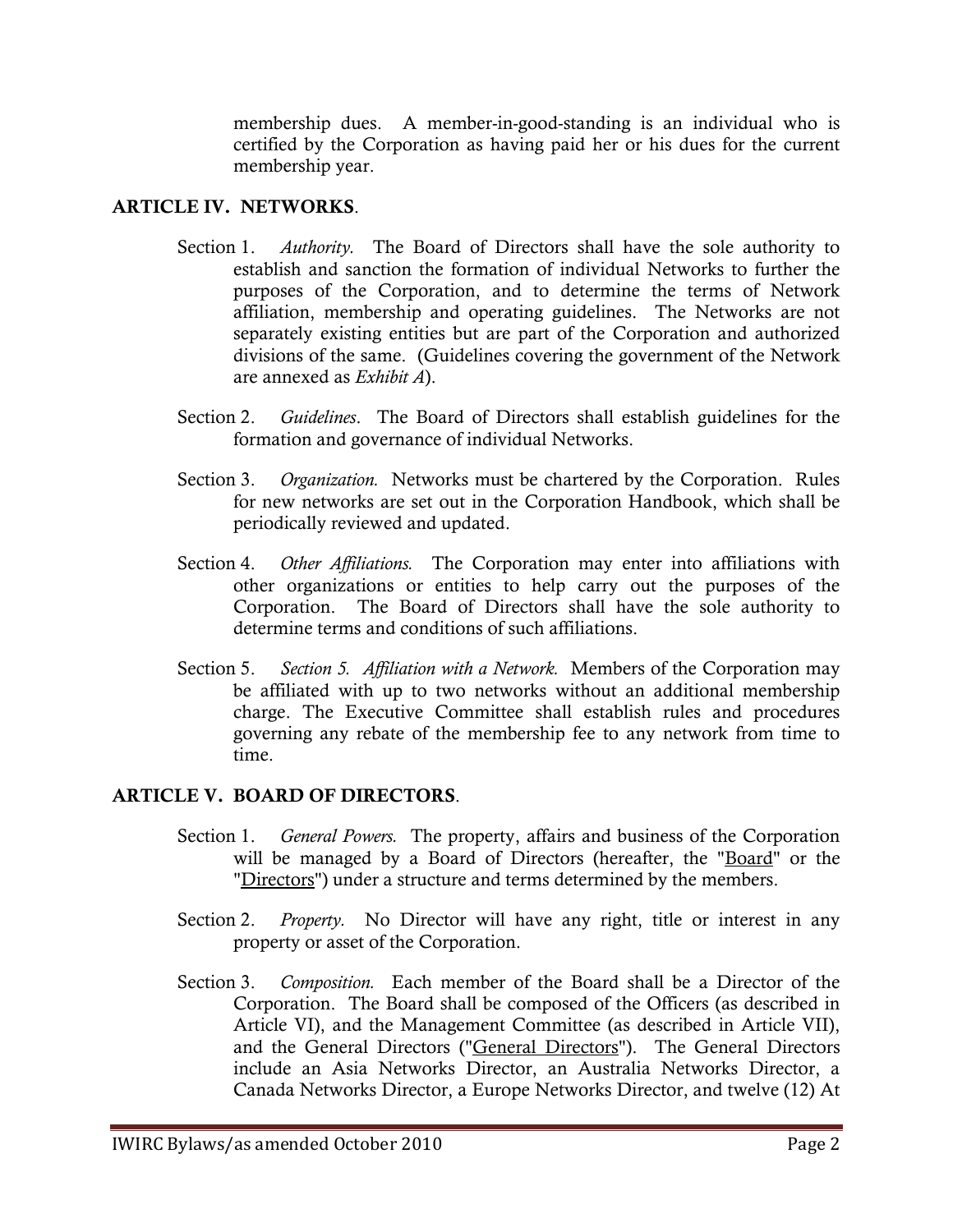membership dues. A member-in-good-standing is an individual who is certified by the Corporation as having paid her or his dues for the current membership year.

## ARTICLE IV. NETWORKS.

Section 1. *Authority.* The Board of Directors shall have the sole authority to establish and sanction the formation of individual Networks to further the purposes of the Corporation, and to determine the terms of Network affiliation, membership and operating guidelines. The Networks are not separately existing entities but are part of the Corporation and authorized divisions of the same. (Guidelines covering the government of the Network are annexed as *Exhibit A*).

Section 2. *Guidelines*. The Board of Directors shall establish guidelines for the formation and governance of individual Networks.

Section 3. *Organization.* Networks must be chartered by the Corporation. Rules for new networks are set out in the Corporation Handbook, which shall be periodically reviewed and updated.

Section 4. *Other Affiliations.* The Corporation may enter into affiliations with other organizations or entities to help carry out the purposes of the Corporation. The Board of Directors shall have the sole authority to determine terms and conditions of such affiliations.

Section 5. *Section 5. Affiliation with a Network.* Members of the Corporation may be affiliated with up to two networks without an additional membership charge. The Executive Committee shall establish rules and procedures governing any rebate of the membership fee to any network from time to time.

## ARTICLE V. BOARD OF DIRECTORS.

Section 1. *General Powers.* The property, affairs and business of the Corporation will be managed by a Board of Directors (hereafter, the "Board" or the "Directors") under a structure and terms determined by the members.

Section 2. *Property.* No Director will have any right, title or interest in any property or asset of the Corporation.

Section 3. *Composition.* Each member of the Board shall be a Director of the Corporation. The Board shall be composed of the Officers (as described in Article VI), and the Management Committee (as described in Article VII), and the General Directors ("General Directors"). The General Directors include an Asia Networks Director, an Australia Networks Director, a Canada Networks Director, a Europe Networks Director, and twelve (12) At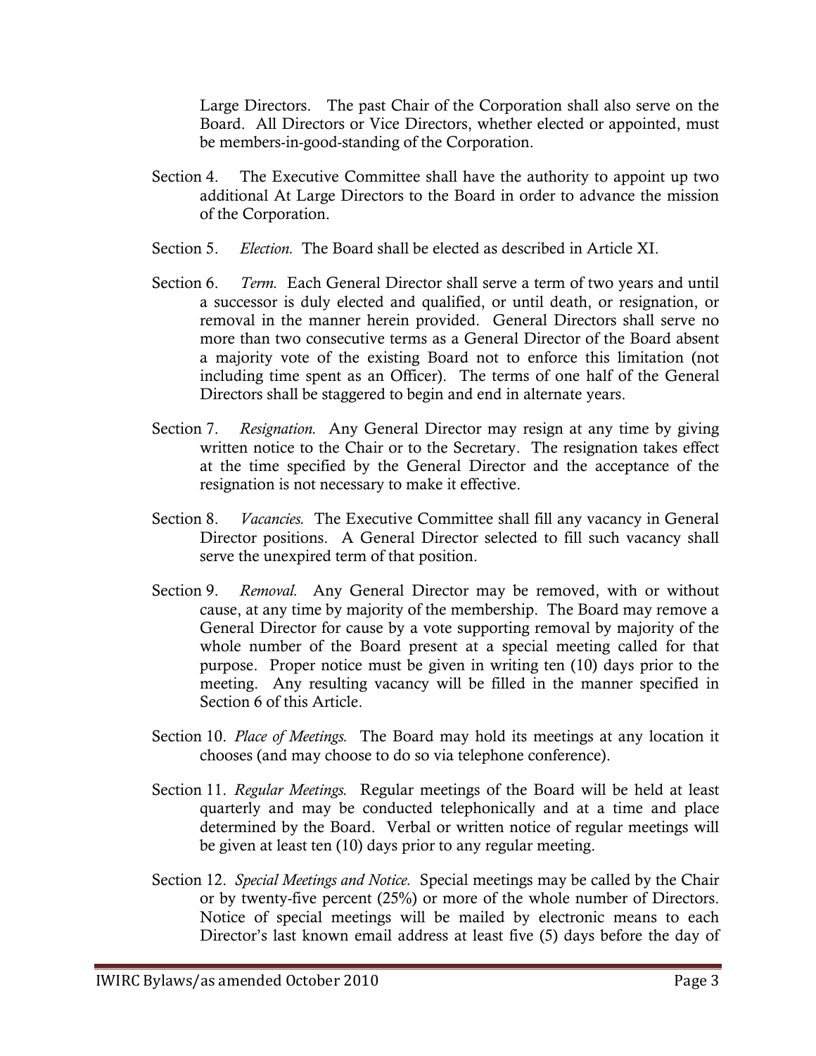Large Directors. The past Chair of the Corporation shall also serve on the Board. All Directors or Vice Directors, whether elected or appointed, must be members-in-good-standing of the Corporation.

Section 4. The Executive Committee shall have the authority to appoint up two additional At Large Directors to the Board in order to advance the mission of the Corporation.

Section 5. *Election.* The Board shall be elected as described in Article XI.

Section 6. *Term.* Each General Director shall serve a term of two years and until a successor is duly elected and qualified, or until death, or resignation, or removal in the manner herein provided. General Directors shall serve no more than two consecutive terms as a General Director of the Board absent a majority vote of the existing Board not to enforce this limitation (not including time spent as an Officer). The terms of one half of the General Directors shall be staggered to begin and end in alternate years.

Section 7. *Resignation.* Any General Director may resign at any time by giving written notice to the Chair or to the Secretary. The resignation takes effect at the time specified by the General Director and the acceptance of the resignation is not necessary to make it effective.

Section 8. *Vacancies.* The Executive Committee shall fill any vacancy in General Director positions. A General Director selected to fill such vacancy shall serve the unexpired term of that position.

Section 9. *Removal.* Any General Director may be removed, with or without cause, at any time by majority of the membership. The Board may remove a General Director for cause by a vote supporting removal by majority of the whole number of the Board present at a special meeting called for that purpose. Proper notice must be given in writing ten (10) days prior to the meeting. Any resulting vacancy will be filled in the manner specified in Section 6 of this Article.

Section 10. *Place of Meetings.* The Board may hold its meetings at any location it chooses (and may choose to do so via telephone conference).

Section 11. *Regular Meetings.* Regular meetings of the Board will be held at least quarterly and may be conducted telephonically and at a time and place determined by the Board. Verbal or written notice of regular meetings will be given at least ten (10) days prior to any regular meeting.

Section 12. *Special Meetings and Notice.* Special meetings may be called by the Chair or by twenty-five percent (25%) or more of the whole number of Directors. Notice of special meetings will be mailed by electronic means to each Director's last known email address at least five (5) days before the day of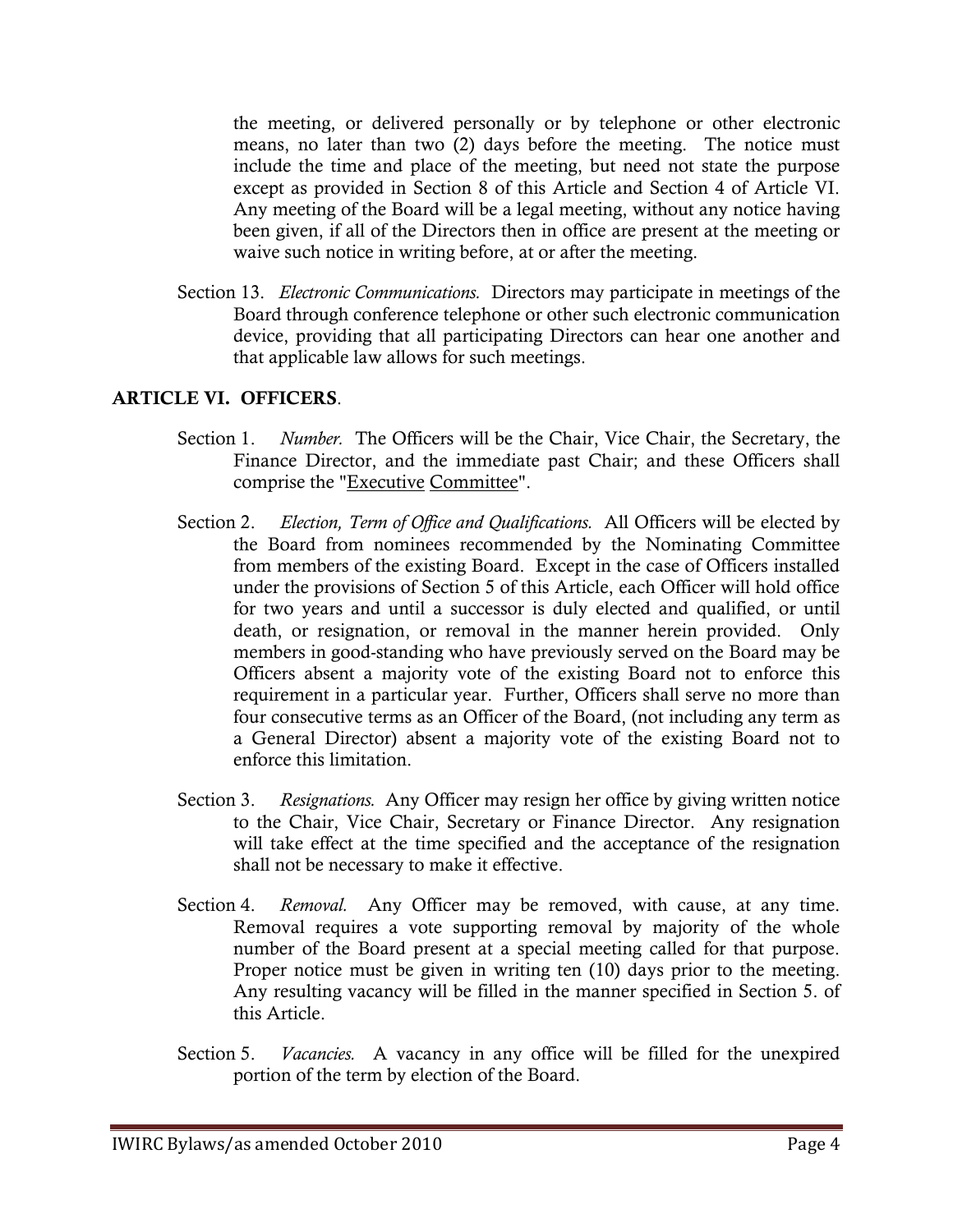the meeting, or delivered personally or by telephone or other electronic means, no later than two (2) days before the meeting. The notice must include the time and place of the meeting, but need not state the purpose except as provided in Section 8 of this Article and Section 4 of Article VI. Any meeting of the Board will be a legal meeting, without any notice having been given, if all of the Directors then in office are present at the meeting or waive such notice in writing before, at or after the meeting.

Section 13. *Electronic Communications.* Directors may participate in meetings of the Board through conference telephone or other such electronic communication device, providing that all participating Directors can hear one another and that applicable law allows for such meetings.

## ARTICLE VI. OFFICERS.

Section 1. *Number.* The Officers will be the Chair, Vice Chair, the Secretary, the Finance Director, and the immediate past Chair; and these Officers shall comprise the "Executive Committee".

Section 2. *Election, Term of Office and Qualifications.* All Officers will be elected by the Board from nominees recommended by the Nominating Committee from members of the existing Board. Except in the case of Officers installed under the provisions of Section 5 of this Article, each Officer will hold office for two years and until a successor is duly elected and qualified, or until death, or resignation, or removal in the manner herein provided. Only members in good-standing who have previously served on the Board may be Officers absent a majority vote of the existing Board not to enforce this requirement in a particular year. Further, Officers shall serve no more than four consecutive terms as an Officer of the Board, (not including any term as a General Director) absent a majority vote of the existing Board not to enforce this limitation.

Section 3. *Resignations.* Any Officer may resign her office by giving written notice to the Chair, Vice Chair, Secretary or Finance Director. Any resignation will take effect at the time specified and the acceptance of the resignation shall not be necessary to make it effective.

Section 4. *Removal.* Any Officer may be removed, with cause, at any time. Removal requires a vote supporting removal by majority of the whole number of the Board present at a special meeting called for that purpose. Proper notice must be given in writing ten (10) days prior to the meeting. Any resulting vacancy will be filled in the manner specified in Section 5. of this Article.

Section 5. *Vacancies.* A vacancy in any office will be filled for the unexpired portion of the term by election of the Board.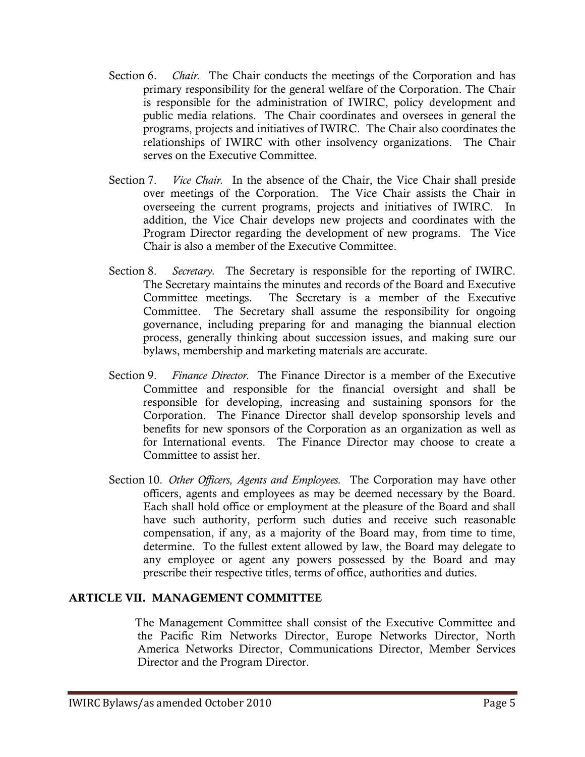Section 6. *Chair.* The Chair conducts the meetings of the Corporation and has primary responsibility for the general welfare of the Corporation. The Chair is responsible for the administration of IWIRC, policy development and public media relations. The Chair coordinates and oversees in general the programs, projects and initiatives of IWIRC. The Chair also coordinates the relationships of IWIRC with other insolvency organizations. The Chair serves on the Executive Committee.

Section 7. *Vice Chair.* In the absence of the Chair, the Vice Chair shall preside over meetings of the Corporation. The Vice Chair assists the Chair in overseeing the current programs, projects and initiatives of IWIRC. In addition, the Vice Chair develops new projects and coordinates with the Program Director regarding the development of new programs. The Vice Chair is also a member of the Executive Committee.

Section 8. *Secretary.* The Secretary is responsible for the reporting of IWIRC. The Secretary maintains the minutes and records of the Board and Executive Committee meetings. The Secretary is a member of the Executive Committee. The Secretary shall assume the responsibility for ongoing governance, including preparing for and managing the biannual election process, generally thinking about succession issues, and making sure our bylaws, membership and marketing materials are accurate.

Section 9. *Finance Director.* The Finance Director is a member of the Executive Committee and responsible for the financial oversight and shall be responsible for developing, increasing and sustaining sponsors for the Corporation. The Finance Director shall develop sponsorship levels and benefits for new sponsors of the Corporation as an organization as well as for International events. The Finance Director may choose to create a Committee to assist her.

Section 10. *Other Officers, Agents and Employees.* The Corporation may have other officers, agents and employees as may be deemed necessary by the Board. Each shall hold office or employment at the pleasure of the Board and shall have such authority, perform such duties and receive such reasonable compensation, if any, as a majority of the Board may, from time to time, determine. To the fullest extent allowed by law, the Board may delegate to any employee or agent any powers possessed by the Board and may prescribe their respective titles, terms of office, authorities and duties.

## ARTICLE VII. MANAGEMENT COMMITTEE

The Management Committee shall consist of the Executive Committee and the Pacific Rim Networks Director, Europe Networks Director, North America Networks Director, Communications Director, Member Services Director and the Program Director.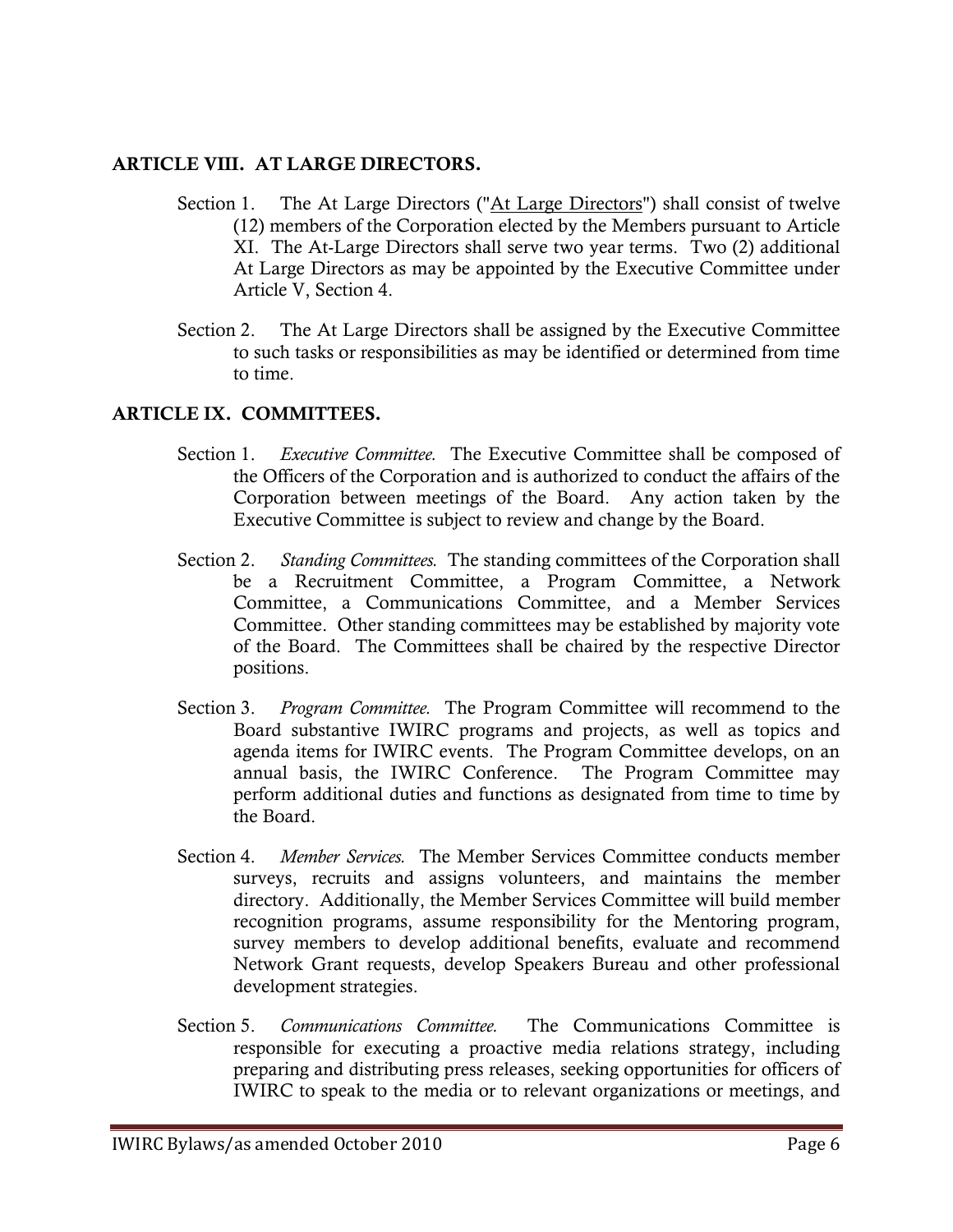## ARTICLE VIII. AT LARGE DIRECTORS.

Section 1. The At Large Directors ("At Large Directors") shall consist of twelve (12) members of the Corporation elected by the Members pursuant to Article XI. The At-Large Directors shall serve two year terms. Two (2) additional At Large Directors as may be appointed by the Executive Committee under Article V, Section 4.

Section 2. The At Large Directors shall be assigned by the Executive Committee to such tasks or responsibilities as may be identified or determined from time to time.

## ARTICLE IX. COMMITTEES.

Section 1. *Executive Committee.* The Executive Committee shall be composed of the Officers of the Corporation and is authorized to conduct the affairs of the Corporation between meetings of the Board. Any action taken by the Executive Committee is subject to review and change by the Board.

Section 2. *Standing Committees.* The standing committees of the Corporation shall be a Recruitment Committee, a Program Committee, a Network Committee, a Communications Committee, and a Member Services Committee. Other standing committees may be established by majority vote of the Board. The Committees shall be chaired by the respective Director positions.

Section 3. *Program Committee.* The Program Committee will recommend to the Board substantive IWIRC programs and projects, as well as topics and agenda items for IWIRC events. The Program Committee develops, on an annual basis, the IWIRC Conference. The Program Committee may perform additional duties and functions as designated from time to time by the Board.

Section 4. *Member Services.* The Member Services Committee conducts member surveys, recruits and assigns volunteers, and maintains the member directory. Additionally, the Member Services Committee will build member recognition programs, assume responsibility for the Mentoring program, survey members to develop additional benefits, evaluate and recommend Network Grant requests, develop Speakers Bureau and other professional development strategies.

Section 5. *Communications Committee.* The Communications Committee is responsible for executing a proactive media relations strategy, including preparing and distributing press releases, seeking opportunities for officers of IWIRC to speak to the media or to relevant organizations or meetings, and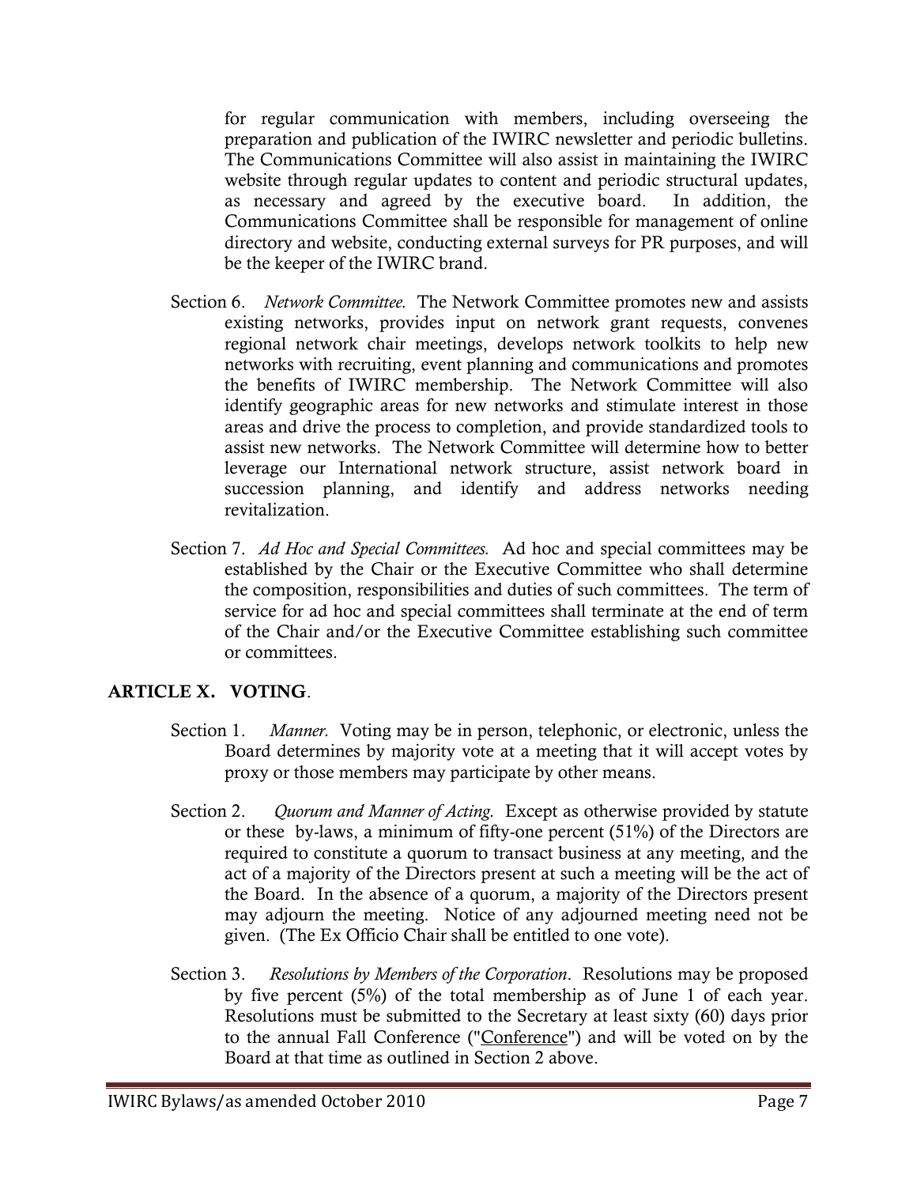for regular communication with members, including overseeing the preparation and publication of the IWIRC newsletter and periodic bulletins. The Communications Committee will also assist in maintaining the IWIRC website through regular updates to content and periodic structural updates, as necessary and agreed by the executive board. In addition, the Communications Committee shall be responsible for management of online directory and website, conducting external surveys for PR purposes, and will be the keeper of the IWIRC brand.

Section 6. *Network Committee.* The Network Committee promotes new and assists existing networks, provides input on network grant requests, convenes regional network chair meetings, develops network toolkits to help new networks with recruiting, event planning and communications and promotes the benefits of IWIRC membership. The Network Committee will also identify geographic areas for new networks and stimulate interest in those areas and drive the process to completion, and provide standardized tools to assist new networks. The Network Committee will determine how to better leverage our International network structure, assist network board in succession planning, and identify and address networks needing revitalization.

Section 7. *Ad Hoc and Special Committees.* Ad hoc and special committees may be established by the Chair or the Executive Committee who shall determine the composition, responsibilities and duties of such committees. The term of service for ad hoc and special committees shall terminate at the end of term of the Chair and/or the Executive Committee establishing such committee or committees.

## ARTICLE X. VOTING.

Section 1. *Manner.* Voting may be in person, telephonic, or electronic, unless the Board determines by majority vote at a meeting that it will accept votes by proxy or those members may participate by other means.

Section 2. *Quorum and Manner of Acting.* Except as otherwise provided by statute or these by-laws, a minimum of fifty-one percent (51%) of the Directors are required to constitute a quorum to transact business at any meeting, and the act of a majority of the Directors present at such a meeting will be the act of the Board. In the absence of a quorum, a majority of the Directors present may adjourn the meeting. Notice of any adjourned meeting need not be given. (The Ex Officio Chair shall be entitled to one vote).

Section 3. *Resolutions by Members of the Corporation*. Resolutions may be proposed by five percent (5%) of the total membership as of June 1 of each year. Resolutions must be submitted to the Secretary at least sixty (60) days prior to the annual Fall Conference ("Conference") and will be voted on by the Board at that time as outlined in Section 2 above.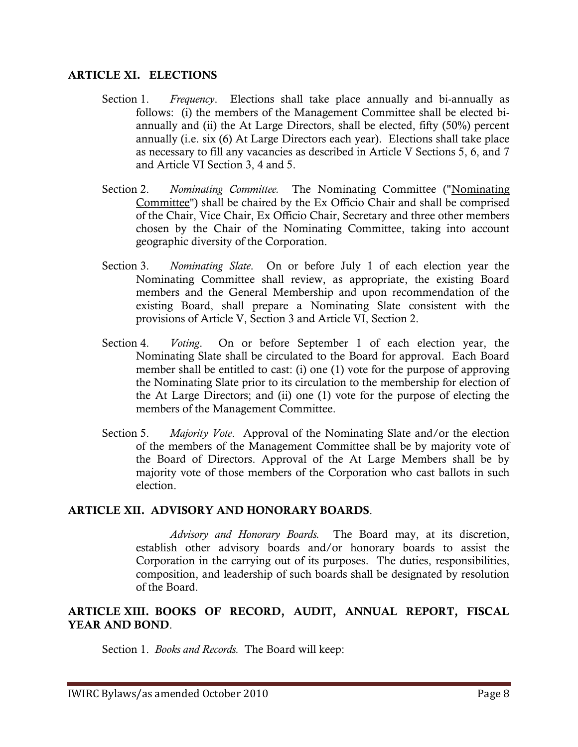## ARTICLE XI. ELECTIONS

Section 1. *Frequency*. Elections shall take place annually and bi-annually as follows: (i) the members of the Management Committee shall be elected bi-annually and (ii) the At Large Directors, shall be elected, fifty (50%) percent annually (i.e. six (6) At Large Directors each year). Elections shall take place as necessary to fill any vacancies as described in Article V Sections 5, 6, and 7 and Article VI Section 3, 4 and 5.

Section 2. *Nominating Committee.* The Nominating Committee ("Nominating Committee") shall be chaired by the Ex Officio Chair and shall be comprised of the Chair, Vice Chair, Ex Officio Chair, Secretary and three other members chosen by the Chair of the Nominating Committee, taking into account geographic diversity of the Corporation.

Section 3. *Nominating Slate*. On or before July 1 of each election year the Nominating Committee shall review, as appropriate, the existing Board members and the General Membership and upon recommendation of the existing Board, shall prepare a Nominating Slate consistent with the provisions of Article V, Section 3 and Article VI, Section 2.

Section 4. *Voting*. On or before September 1 of each election year, the Nominating Slate shall be circulated to the Board for approval. Each Board member shall be entitled to cast: (i) one (1) vote for the purpose of approving the Nominating Slate prior to its circulation to the membership for election of the At Large Directors; and (ii) one (1) vote for the purpose of electing the members of the Management Committee.

Section 5. *Majority Vote*. Approval of the Nominating Slate and/or the election of the members of the Management Committee shall be by majority vote of the Board of Directors. Approval of the At Large Members shall be by majority vote of those members of the Corporation who cast ballots in such election.

## ARTICLE XII. ADVISORY AND HONORARY BOARDS.

*Advisory and Honorary Boards.* The Board may, at its discretion, establish other advisory boards and/or honorary boards to assist the Corporation in the carrying out of its purposes. The duties, responsibilities, composition, and leadership of such boards shall be designated by resolution of the Board.

## ARTICLE XIII. BOOKS OF RECORD, AUDIT, ANNUAL REPORT, FISCAL YEAR AND BOND.

Section 1. *Books and Records.* The Board will keep: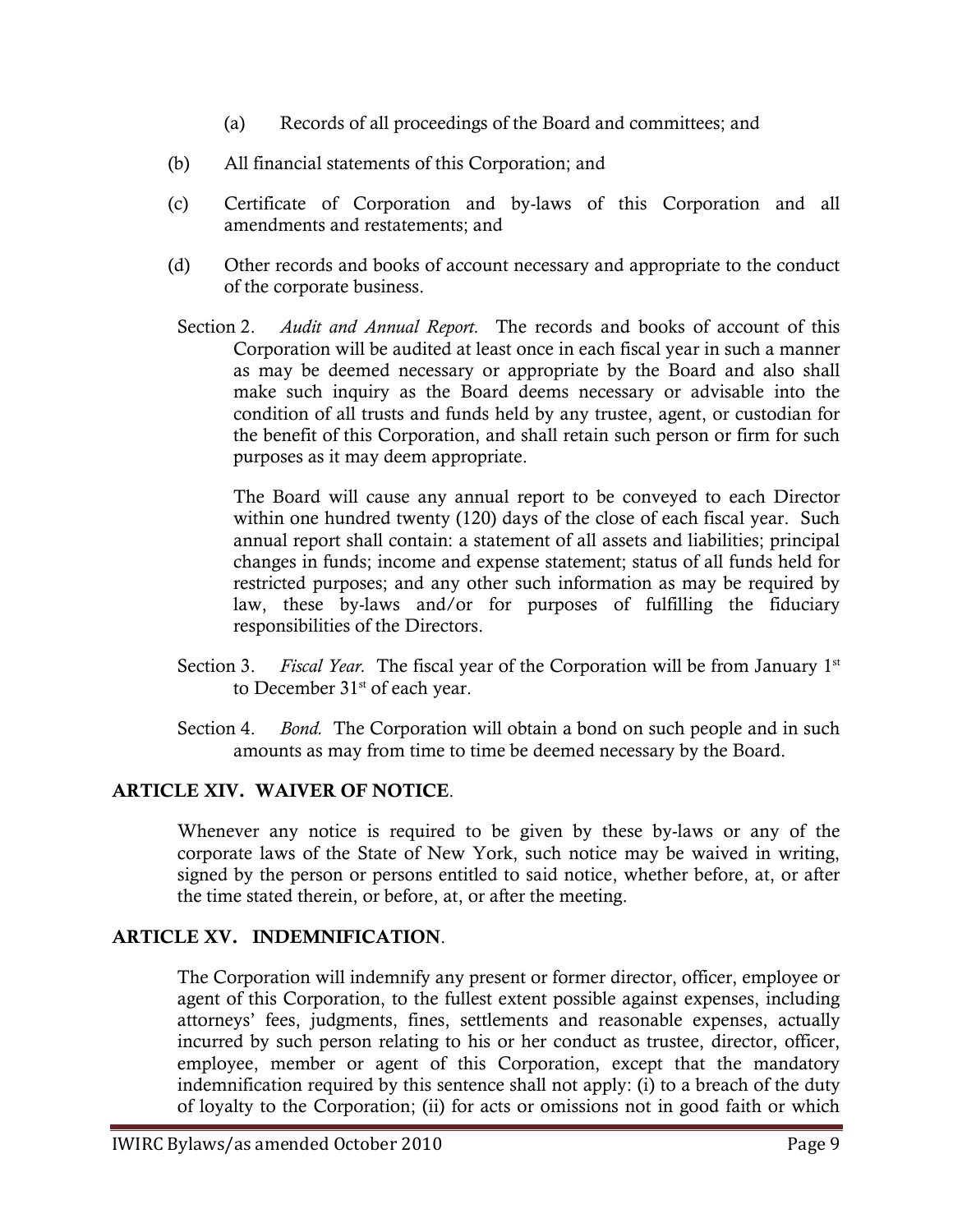(a) Records of all proceedings of the Board and committees; and

(b) All financial statements of this Corporation; and

(c) Certificate of Corporation and by-laws of this Corporation and all amendments and restatements; and

(d) Other records and books of account necessary and appropriate to the conduct of the corporate business.

Section 2. *Audit and Annual Report.* The records and books of account of this Corporation will be audited at least once in each fiscal year in such a manner as may be deemed necessary or appropriate by the Board and also shall make such inquiry as the Board deems necessary or advisable into the condition of all trusts and funds held by any trustee, agent, or custodian for the benefit of this Corporation, and shall retain such person or firm for such purposes as it may deem appropriate.

The Board will cause any annual report to be conveyed to each Director within one hundred twenty (120) days of the close of each fiscal year. Such annual report shall contain: a statement of all assets and liabilities; principal changes in funds; income and expense statement; status of all funds held for restricted purposes; and any other such information as may be required by law, these by-laws and/or for purposes of fulfilling the fiduciary responsibilities of the Directors.

Section 3. *Fiscal Year.* The fiscal year of the Corporation will be from January 1st to December 31st of each year.

Section 4. *Bond.* The Corporation will obtain a bond on such people and in such amounts as may from time to time be deemed necessary by the Board.

## ARTICLE XIV. WAIVER OF NOTICE.

Whenever any notice is required to be given by these by-laws or any of the corporate laws of the State of New York, such notice may be waived in writing, signed by the person or persons entitled to said notice, whether before, at, or after the time stated therein, or before, at, or after the meeting.

## ARTICLE XV. INDEMNIFICATION.

The Corporation will indemnify any present or former director, officer, employee or agent of this Corporation, to the fullest extent possible against expenses, including attorneys' fees, judgments, fines, settlements and reasonable expenses, actually incurred by such person relating to his or her conduct as trustee, director, officer, employee, member or agent of this Corporation, except that the mandatory indemnification required by this sentence shall not apply: (i) to a breach of the duty of loyalty to the Corporation; (ii) for acts or omissions not in good faith or which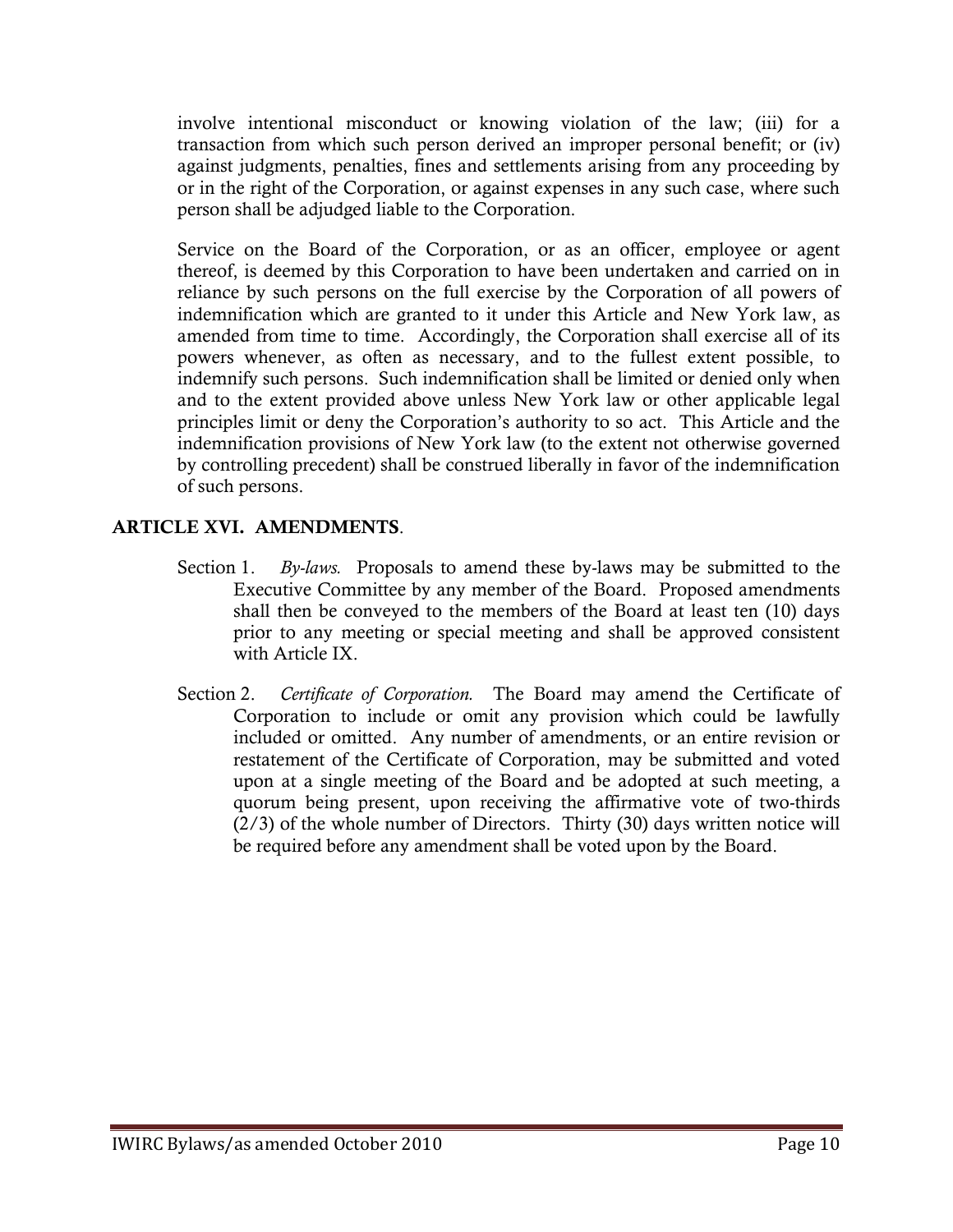involve intentional misconduct or knowing violation of the law; (iii) for a transaction from which such person derived an improper personal benefit; or (iv) against judgments, penalties, fines and settlements arising from any proceeding by or in the right of the Corporation, or against expenses in any such case, where such person shall be adjudged liable to the Corporation.

Service on the Board of the Corporation, or as an officer, employee or agent thereof, is deemed by this Corporation to have been undertaken and carried on in reliance by such persons on the full exercise by the Corporation of all powers of indemnification which are granted to it under this Article and New York law, as amended from time to time. Accordingly, the Corporation shall exercise all of its powers whenever, as often as necessary, and to the fullest extent possible, to indemnify such persons. Such indemnification shall be limited or denied only when and to the extent provided above unless New York law or other applicable legal principles limit or deny the Corporation's authority to so act. This Article and the indemnification provisions of New York law (to the extent not otherwise governed by controlling precedent) shall be construed liberally in favor of the indemnification of such persons.

## ARTICLE XVI. AMENDMENTS.

Section 1. *By-laws.* Proposals to amend these by-laws may be submitted to the Executive Committee by any member of the Board. Proposed amendments shall then be conveyed to the members of the Board at least ten (10) days prior to any meeting or special meeting and shall be approved consistent with Article IX.

Section 2. *Certificate of Corporation.* The Board may amend the Certificate of Corporation to include or omit any provision which could be lawfully included or omitted. Any number of amendments, or an entire revision or restatement of the Certificate of Corporation, may be submitted and voted upon at a single meeting of the Board and be adopted at such meeting, a quorum being present, upon receiving the affirmative vote of two-thirds (2/3) of the whole number of Directors. Thirty (30) days written notice will be required before any amendment shall be voted upon by the Board.